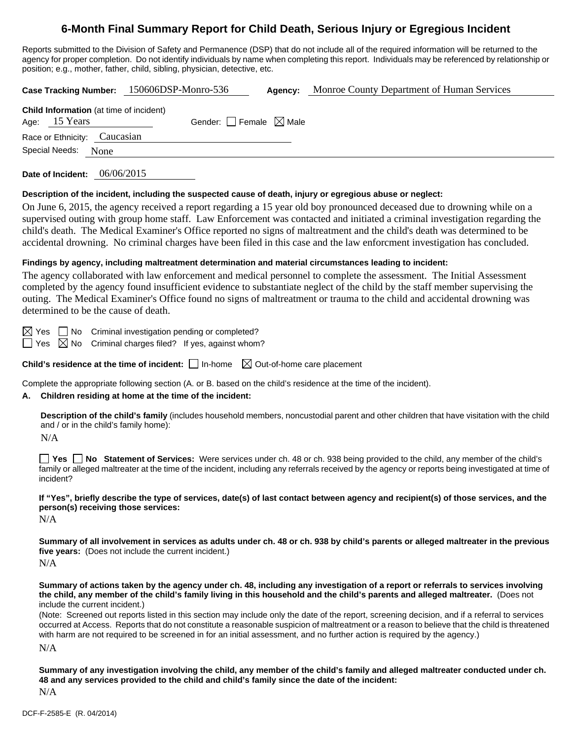# 6-Month Final Summary Report for Child Death, Serious Injury or Egregious Incident

Reports submitted to the Division of Safety and Permanence (DSP) that do not include all of the required information will be returned to the agency for proper completion. Do not identify individuals by name when completing this report. Individuals may be referenced by relationship or position; e.g., mother, father, child, sibling, physician, detective, etc.

**Case Tracking Number:** 150606DSP-Monro-536 **Agency:** Monroe County Department of Human Services

**Child Information** (at time of incident)
Age: 15 Years Gender: ☐ Female ☒ Male
Race or Ethnicity: Caucasian
Special Needs: None

**Date of Incident:** 06/06/2015

**Description of the incident, including the suspected cause of death, injury or egregious abuse or neglect:**

On June 6, 2015, the agency received a report regarding a 15 year old boy pronounced deceased due to drowning while on a supervised outing with group home staff. Law Enforcement was contacted and initiated a criminal investigation regarding the child's death. The Medical Examiner's Office reported no signs of maltreatment and the child's death was determined to be accidental drowning. No criminal charges have been filed in this case and the law enforcment investigation has concluded.

**Findings by agency, including maltreatment determination and material circumstances leading to incident:**

The agency collaborated with law enforcement and medical personnel to complete the assessment. The Initial Assessment completed by the agency found insufficient evidence to substantiate neglect of the child by the staff member supervising the outing. The Medical Examiner's Office found no signs of maltreatment or trauma to the child and accidental drowning was determined to be the cause of death.

☒ Yes ☐ No Criminal investigation pending or completed?
☐ Yes ☒ No Criminal charges filed? If yes, against whom?

**Child's residence at the time of incident:** ☐ In-home ☒ Out-of-home care placement

Complete the appropriate following section (A. or B. based on the child's residence at the time of the incident).

**A. Children residing at home at the time of the incident:**

**Description of the child's family** (includes household members, noncustodial parent and other children that have visitation with the child and / or in the child's family home):

N/A

☐ **Yes** ☐ **No Statement of Services:** Were services under ch. 48 or ch. 938 being provided to the child, any member of the child's family or alleged maltreater at the time of the incident, including any referrals received by the agency or reports being investigated at time of incident?

**If "Yes", briefly describe the type of services, date(s) of last contact between agency and recipient(s) of those services, and the person(s) receiving those services:**

N/A

**Summary of all involvement in services as adults under ch. 48 or ch. 938 by child's parents or alleged maltreater in the previous five years:** (Does not include the current incident.)

N/A

**Summary of actions taken by the agency under ch. 48, including any investigation of a report or referrals to services involving the child, any member of the child's family living in this household and the child's parents and alleged maltreater.** (Does not include the current incident.)

(Note: Screened out reports listed in this section may include only the date of the report, screening decision, and if a referral to services occurred at Access. Reports that do not constitute a reasonable suspicion of maltreatment or a reason to believe that the child is threatened with harm are not required to be screened in for an initial assessment, and no further action is required by the agency.)

N/A

**Summary of any investigation involving the child, any member of the child's family and alleged maltreater conducted under ch. 48 and any services provided to the child and child's family since the date of the incident:**

N/A

DCF-F-2585-E (R. 04/2014)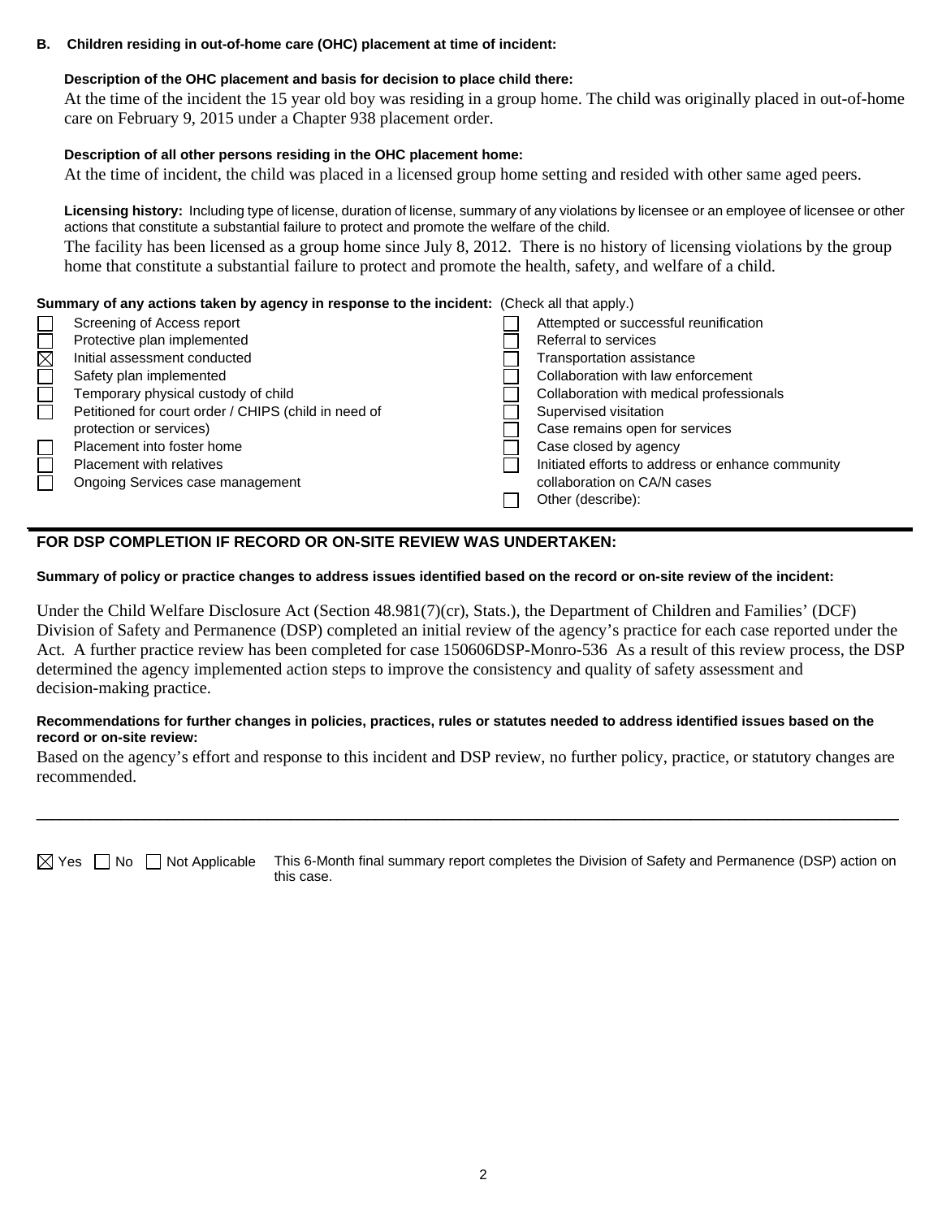**B. Children residing in out-of-home care (OHC) placement at time of incident:**

**Description of the OHC placement and basis for decision to place child there:**

At the time of the incident the 15 year old boy was residing in a group home. The child was originally placed in out-of-home care on February 9, 2015 under a Chapter 938 placement order.

**Description of all other persons residing in the OHC placement home:**

At the time of incident, the child was placed in a licensed group home setting and resided with other same aged peers.

**Licensing history:** Including type of license, duration of license, summary of any violations by licensee or an employee of licensee or other actions that constitute a substantial failure to protect and promote the welfare of the child.

The facility has been licensed as a group home since July 8, 2012. There is no history of licensing violations by the group home that constitute a substantial failure to protect and promote the health, safety, and welfare of a child.

**Summary of any actions taken by agency in response to the incident:** (Check all that apply.)

- ☐ Screening of Access report
- ☐ Protective plan implemented
- ☒ Initial assessment conducted
- ☐ Safety plan implemented
- ☐ Temporary physical custody of child
- ☐ Petitioned for court order / CHIPS (child in need of protection or services)
- ☐ Placement into foster home
- ☐ Placement with relatives
- ☐ Ongoing Services case management
- ☐ Attempted or successful reunification
- ☐ Referral to services
- ☐ Transportation assistance
- ☐ Collaboration with law enforcement
- ☐ Collaboration with medical professionals
- ☐ Supervised visitation
- ☐ Case remains open for services
- ☐ Case closed by agency
- ☐ Initiated efforts to address or enhance community collaboration on CA/N cases
- ☐ Other (describe):

## FOR DSP COMPLETION IF RECORD OR ON-SITE REVIEW WAS UNDERTAKEN:

**Summary of policy or practice changes to address issues identified based on the record or on-site review of the incident:**

Under the Child Welfare Disclosure Act (Section 48.981(7)(cr), Stats.), the Department of Children and Families' (DCF) Division of Safety and Permanence (DSP) completed an initial review of the agency's practice for each case reported under the Act. A further practice review has been completed for case 150606DSP-Monro-536 As a result of this review process, the DSP determined the agency implemented action steps to improve the consistency and quality of safety assessment and decision-making practice.

**Recommendations for further changes in policies, practices, rules or statutes needed to address identified issues based on the record or on-site review:**

Based on the agency's effort and response to this incident and DSP review, no further policy, practice, or statutory changes are recommended.

---

☒ Yes ☐ No ☐ Not Applicable This 6-Month final summary report completes the Division of Safety and Permanence (DSP) action on this case.